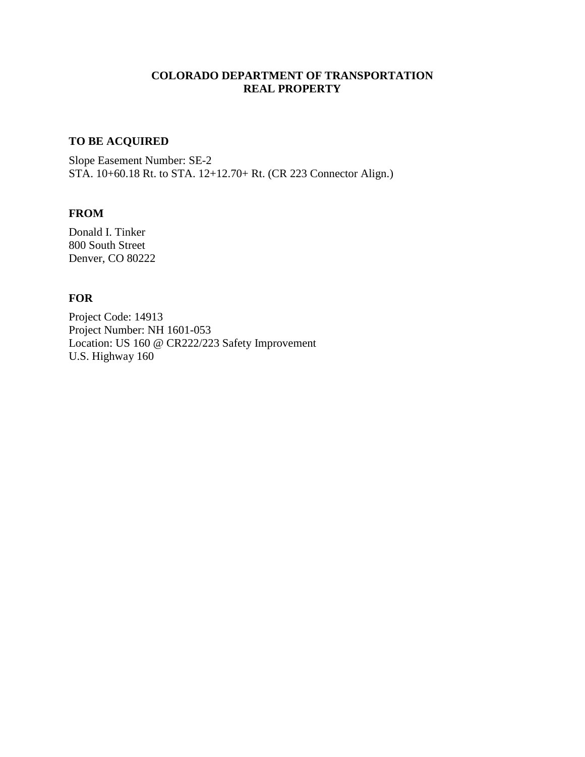# COLORADO DEPARTMENT OF TRANSPORTATION
# REAL PROPERTY

## TO BE ACQUIRED

Slope Easement Number: SE-2
STA. 10+60.18 Rt. to STA. 12+12.70+ Rt. (CR 223 Connector Align.)

## FROM

Donald I. Tinker
800 South Street
Denver, CO 80222

## FOR

Project Code: 14913
Project Number: NH 1601-053
Location: US 160 @ CR222/223 Safety Improvement
U.S. Highway 160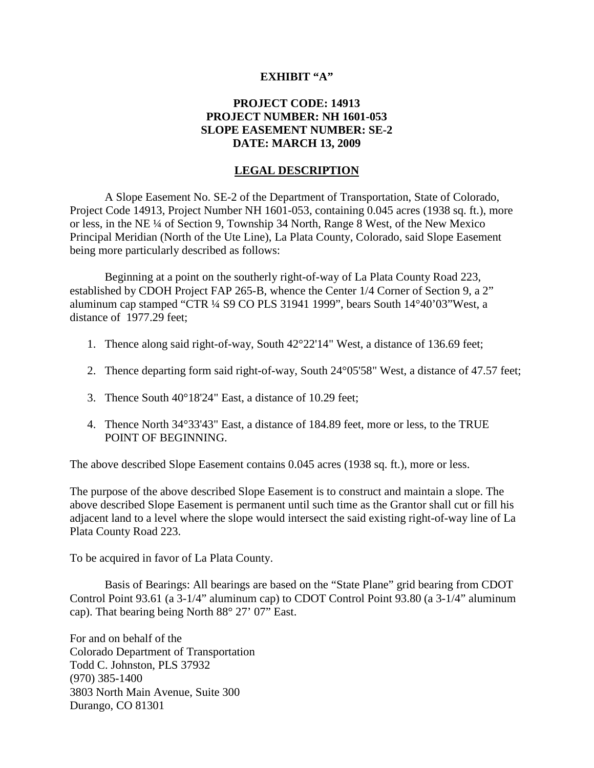**EXHIBIT "A"**

**PROJECT CODE: 14913**
**PROJECT NUMBER: NH 1601-053**
**SLOPE EASEMENT NUMBER: SE-2**
**DATE: MARCH 13, 2009**

## LEGAL DESCRIPTION

A Slope Easement No. SE-2 of the Department of Transportation, State of Colorado, Project Code 14913, Project Number NH 1601-053, containing 0.045 acres (1938 sq. ft.), more or less, in the NE ¼ of Section 9, Township 34 North, Range 8 West, of the New Mexico Principal Meridian (North of the Ute Line), La Plata County, Colorado, said Slope Easement being more particularly described as follows:

Beginning at a point on the southerly right-of-way of La Plata County Road 223, established by CDOH Project FAP 265-B, whence the Center 1/4 Corner of Section 9, a 2" aluminum cap stamped "CTR ¼ S9 CO PLS 31941 1999", bears South 14°40'03"West, a distance of 1977.29 feet;

1. Thence along said right-of-way, South 42°22'14" West, a distance of 136.69 feet;
2. Thence departing form said right-of-way, South 24°05'58" West, a distance of 47.57 feet;
3. Thence South 40°18'24" East, a distance of 10.29 feet;
4. Thence North 34°33'43" East, a distance of 184.89 feet, more or less, to the TRUE POINT OF BEGINNING.

The above described Slope Easement contains 0.045 acres (1938 sq. ft.), more or less.

The purpose of the above described Slope Easement is to construct and maintain a slope. The above described Slope Easement is permanent until such time as the Grantor shall cut or fill his adjacent land to a level where the slope would intersect the said existing right-of-way line of La Plata County Road 223.

To be acquired in favor of La Plata County.

Basis of Bearings: All bearings are based on the "State Plane" grid bearing from CDOT Control Point 93.61 (a 3-1/4" aluminum cap) to CDOT Control Point 93.80 (a 3-1/4" aluminum cap). That bearing being North 88° 27' 07" East.

For and on behalf of the
Colorado Department of Transportation
Todd C. Johnston, PLS 37932
(970) 385-1400
3803 North Main Avenue, Suite 300
Durango, CO 81301